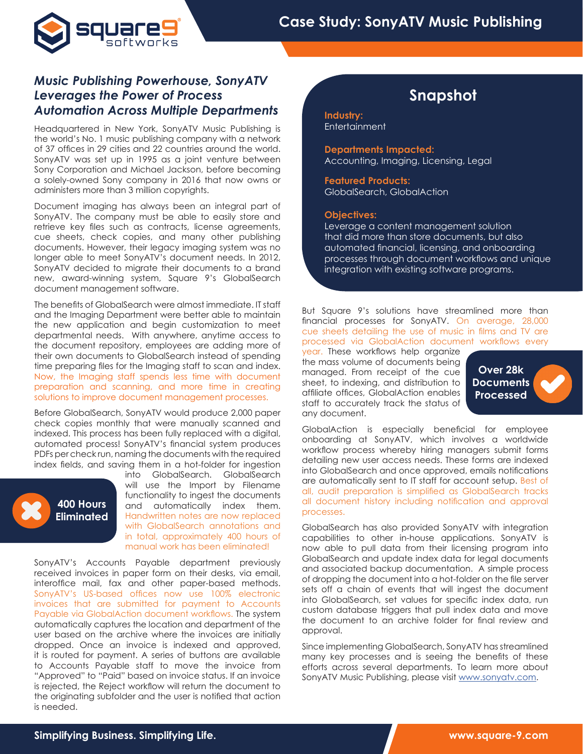# Case Study: SonyATV Music Publishing

## *Music Publishing Powerhouse, SonyATV Leverages the Power of Process Automation Across Multiple Departments*

Headquartered in New York, SonyATV Music Publishing is the world's No. 1 music publishing company with a network of 37 offices in 29 cities and 22 countries around the world. SonyATV was set up in 1995 as a joint venture between Sony Corporation and Michael Jackson, before becoming a solely-owned Sony company in 2016 that now owns or administers more than 3 million copyrights.

Document imaging has always been an integral part of SonyATV. The company must be able to easily store and retrieve key files such as contracts, license agreements, cue sheets, check copies, and many other publishing documents. However, their legacy imaging system was no longer able to meet SonyATV's document needs. In 2012, SonyATV decided to migrate their documents to a brand new, award-winning system, Square 9's GlobalSearch document management software.

The benefits of GlobalSearch were almost immediate. IT staff and the Imaging Department were better able to maintain the new application and begin customization to meet departmental needs. With anywhere, anytime access to the document repository, employees are adding more of their own documents to GlobalSearch instead of spending time preparing files for the Imaging staff to scan and index. Now, the Imaging staff spends less time with document preparation and scanning, and more time in creating solutions to improve document management processes.

Before GlobalSearch, SonyATV would produce 2,000 paper check copies monthly that were manually scanned and indexed. This process has been fully replaced with a digital, automated process! SonyATV's financial system produces PDFs per check run, naming the documents with the required index fields, and saving them in a hot-folder for ingestion into GlobalSearch. GlobalSearch will use the Import by Filename functionality to ingest the documents and automatically index them. Handwritten notes are now replaced with GlobalSearch annotations and in total, approximately 400 hours of manual work has been eliminated!

**400 Hours Eliminated**

SonyATV's Accounts Payable department previously received invoices in paper form on their desks, via email, interoffice mail, fax and other paper-based methods. SonyATV's US-based offices now use 100% electronic invoices that are submitted for payment to Accounts Payable via GlobalAction document workflows. The system automatically captures the location and department of the user based on the archive where the invoices are initially dropped. Once an invoice is indexed and approved, it is routed for payment. A series of buttons are available to Accounts Payable staff to move the invoice from "Approved" to "Paid" based on invoice status. If an invoice is rejected, the Reject workflow will return the document to the originating subfolder and the user is notified that action is needed.

## Snapshot

**Industry:**
Entertainment

**Departments Impacted:**
Accounting, Imaging, Licensing, Legal

**Featured Products:**
GlobalSearch, GlobalAction

**Objectives:**
Leverage a content management solution that did more than store documents, but also automated financial, licensing, and onboarding processes through document workflows and unique integration with existing software programs.

But Square 9's solutions have streamlined more than financial processes for SonyATV. On average, 28,000 cue sheets detailing the use of music in films and TV are processed via GlobalAction document workflows every year. These workflows help organize the mass volume of documents being managed. From receipt of the cue sheet, to indexing, and distribution to affiliate offices, GlobalAction enables staff to accurately track the status of any document.

**Over 28k Documents Processed**

GlobalAction is especially beneficial for employee onboarding at SonyATV, which involves a worldwide workflow process whereby hiring managers submit forms detailing new user access needs. These forms are indexed into GlobalSearch and once approved, emails notifications are automatically sent to IT staff for account setup. Best of all, audit preparation is simplified as GlobalSearch tracks all document history including notification and approval processes.

GlobalSearch has also provided SonyATV with integration capabilities to other in-house applications. SonyATV is now able to pull data from their licensing program into GlobalSearch and update index data for legal documents and associated backup documentation. A simple process of dropping the document into a hot-folder on the file server sets off a chain of events that will ingest the document into GlobalSearch, set values for specific index data, run custom database triggers that pull index data and move the document to an archive folder for final review and approval.

Since implementing GlobalSearch, SonyATV has streamlined many key processes and is seeing the benefits of these efforts across several departments. To learn more about SonyATV Music Publishing, please visit www.sonyatv.com.

**Simplifying Business. Simplifying Life.** www.square-9.com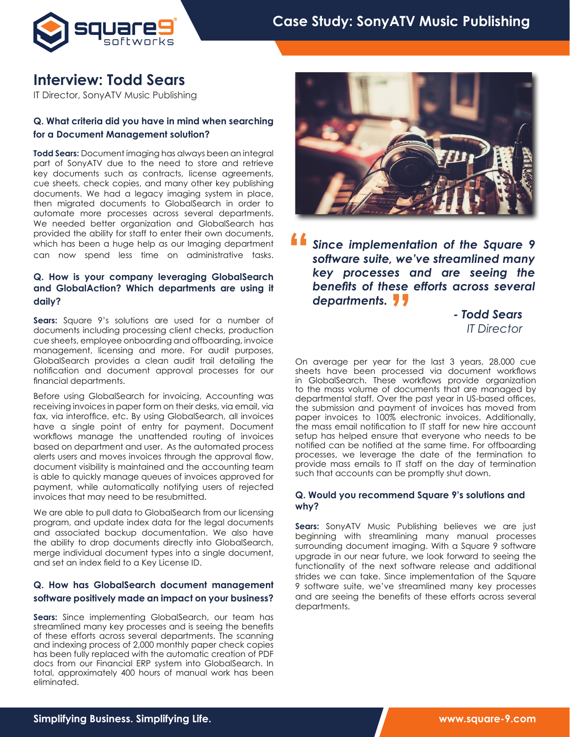# Case Study: SonyATV Music Publishing

## Interview: Todd Sears

IT Director, SonyATV Music Publishing

### Q. What criteria did you have in mind when searching for a Document Management solution?

**Todd Sears:** Document imaging has always been an integral part of SonyATV due to the need to store and retrieve key documents such as contracts, license agreements, cue sheets, check copies, and many other key publishing documents. We had a legacy imaging system in place, then migrated documents to GlobalSearch in order to automate more processes across several departments. We needed better organization and GlobalSearch has provided the ability for staff to enter their own documents, which has been a huge help as our Imaging department can now spend less time on administrative tasks.

### Q. How is your company leveraging GlobalSearch and GlobalAction? Which departments are using it daily?

**Sears:** Square 9's solutions are used for a number of documents including processing client checks, production cue sheets, employee onboarding and offboarding, invoice management, licensing and more. For audit purposes, GlobalSearch provides a clean audit trail detailing the notification and document approval processes for our financial departments.

Before using GlobalSearch for invoicing, Accounting was receiving invoices in paper form on their desks, via email, via fax, via interoffice, etc. By using GlobalSearch, all invoices have a single point of entry for payment. Document workflows manage the unattended routing of invoices based on department and user. As the automated process alerts users and moves invoices through the approval flow, document visibility is maintained and the accounting team is able to quickly manage queues of invoices approved for payment, while automatically notifying users of rejected invoices that may need to be resubmitted.

We are able to pull data to GlobalSearch from our licensing program, and update index data for the legal documents and associated backup documentation. We also have the ability to drop documents directly into GlobalSearch, merge individual document types into a single document, and set an index field to a Key License ID.

### Q. How has GlobalSearch document management software positively made an impact on your business?

**Sears:** Since implementing GlobalSearch, our team has streamlined many key processes and is seeing the benefits of these efforts across several departments. The scanning and indexing process of 2,000 monthly paper check copies has been fully replaced with the automatic creation of PDF docs from our Financial ERP system into GlobalSearch. In total, approximately 400 hours of manual work has been eliminated.

> *"Since implementation of the Square 9 software suite, we've streamlined many key processes and are seeing the benefits of these efforts across several departments."*
>
> ***- Todd Sears***
> *IT Director*

On average per year for the last 3 years, 28,000 cue sheets have been processed via document workflows in GlobalSearch. These workflows provide organization to the mass volume of documents that are managed by departmental staff. Over the past year in US-based offices, the submission and payment of invoices has moved from paper invoices to 100% electronic invoices. Additionally, the mass email notification to IT staff for new hire account setup has helped ensure that everyone who needs to be notified can be notified at the same time. For offboarding processes, we leverage the date of the termination to provide mass emails to IT staff on the day of termination such that accounts can be promptly shut down.

### Q. Would you recommend Square 9's solutions and why?

**Sears:** SonyATV Music Publishing believes we are just beginning with streamlining many manual processes surrounding document imaging. With a Square 9 software upgrade in our near future, we look forward to seeing the functionality of the next software release and additional strides we can take. Since implementation of the Square 9 software suite, we've streamlined many key processes and are seeing the benefits of these efforts across several departments.

**Simplifying Business. Simplifying Life.** **www.square-9.com**